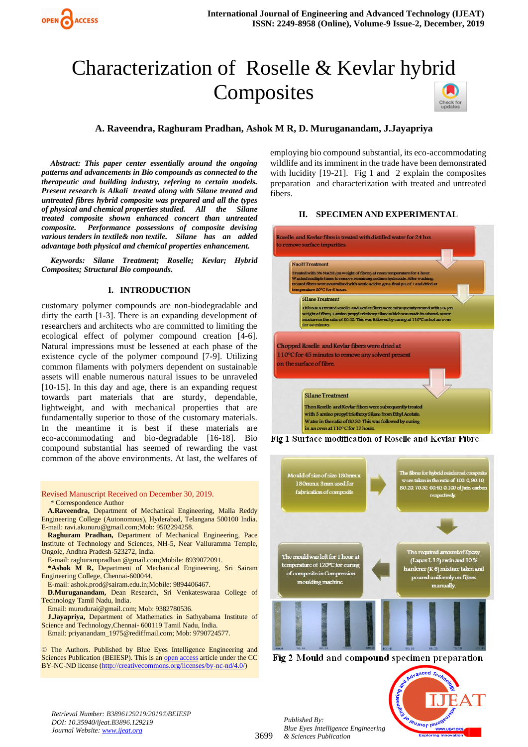# Characterization of Roselle & Kevlar hybrid Composites

**A. Raveendra, Raghuram Pradhan, Ashok M R, D. Muruganandam, J.Jayapriya**

***Abstract:** This paper center essentially around the ongoing patterns and advancements in Bio compounds as connected to the therapeutic and building industry, refering to certain models. Present research is Alkali treated along with Silane treated and untreated fibres hybrid composite was prepared and all the types of physical and chemical properties studied. All the Silane treated composite shown enhanced concert than untreated composite. Performance possessions of composite devising various tenders in textile& non textile. Silane has an added advantage both physical and chemical properties enhancement.*

***Keywords:** Silane Treatment; Roselle; Kevlar; Hybrid Composites; Structural Bio compounds.*

## I. INTRODUCTION

customary polymer compounds are non-biodegradable and dirty the earth [1-3]. There is an expanding development of researchers and architects who are committed to limiting the ecological effect of polymer compound creation [4-6]. Natural impressions must be lessened at each phase of the existence cycle of the polymer compound [7-9]. Utilizing common filaments with polymers dependent on sustainable assets will enable numerous natural issues to be unraveled [10-15]. In this day and age, there is an expanding request towards part materials that are sturdy, dependable, lightweight, and with mechanical properties that are fundamentally superior to those of the customary materials. In the meantime it is best if these materials are eco-accommodating and bio-degradable [16-18]. Bio compound substantial has seemed of rewarding the vast common of the above environments. At last, the welfares of employing bio compound substantial, its eco-accommodating wildlife and its imminent in the trade have been demonstrated with lucidity [19-21]. Fig 1 and 2 explain the composites preparation and characterization with treated and untreated fibers.

Revised Manuscript Received on December 30, 2019.

\* Correspondence Author

**A.Raveendra,** Department of Mechanical Engineering, Malla Reddy Engineering College (Autonomous), Hyderabad, Telangana 500100 India. E-mail: ravi.akunuru@gmail.com;Mob: 9502294258.

**Raghuram Pradhan,** Department of Mechanical Engineering, Pace Institute of Technology and Sciences, NH-5, Near Valluramma Temple, Ongole, Andhra Pradesh-523272, India.

E-mail: raghurampradhan @gmail.com;Mobile: 8939072091.

**\*Ashok M R,** Department of Mechanical Engineering, Sri Sairam Engineering College, Chennai-600044.

E-mail: ashok.prod@sairam.edu.in;Mobile: 9894406467.

**D.Muruganandam,** Dean Research, Sri Venkateswaraa College of Technology Tamil Nadu, India.

Email: murudurai@gmail.com; Mob: 9382780536.

**J.Jayapriya,** Department of Mathematics in Sathyabama Institute of Science and Technology,Chennai- 600119 Tamil Nadu, India.

Email: priyanandam_1975@rediffmail.com; Mob: 9790724577.

© The Authors. Published by Blue Eyes Intelligence Engineering and Sciences Publication (BEIESP). This is an open access article under the CC BY-NC-ND license (http://creativecommons.org/licenses/by-nc-nd/4.0/)

## II. SPECIMEN AND EXPERIMENTAL

Roselle and Kevlar fibre is treated with distilled water for 24 hrs to remove surface impurities.

NaOH Treatment

Treated with 5% NaOH (on weight of fibres) at room temperature for 4 hour. Washed multiple times to remove remaining sodium hydroxide. After washing, treated fibres were neutralized with acetic acid to get a final pH of 7 and dried at temperature 80°C for 6 hours.

Silane Treatment

This NaOH treated Roselle and Kevlar fibers were subsequently treated with 5% (on weight of fibre) 3 amino propyl triethoxy silane which was made in ethanol. water mixture in the ratio of 80:20. This was followed by curing at 110°C in hot air oven for 60 minutes.

Chopped Roselle and Kevlar fibers were dried at 110°C for 45 minutes to remove any solvent present on the surface of fibre.

Silane Treatment

Then Roselle and Kevlar fibers were subsequently treated with 3 amino propyl triethoxy Silane from Ethyl Acetate. Water in the ratio of 80:20. This was followed by curing in an oven at 110°C for 12 hours.

Fig 1 Surface modification of Roselle and Kevlar Fibre

Mould of size of size 180mm x 180mm x 3mm used for fabrication of composite

The fibres for hybrid reinforced composite were taken in the ratio of 100:0, 90:10, 80:20, 70:30, 60:40, 0:100 of Jute carbon respectively.

The required amount of Epoxy (Lapox L 12) resin and 10% hardener (K 6) mixture taken and poured uniformly on fibres manually.

The mould was left for 1 hour at temperature of 120°C for curing of composite in Compression moulding machine.

Fig 2 Mould and compound specimen preparation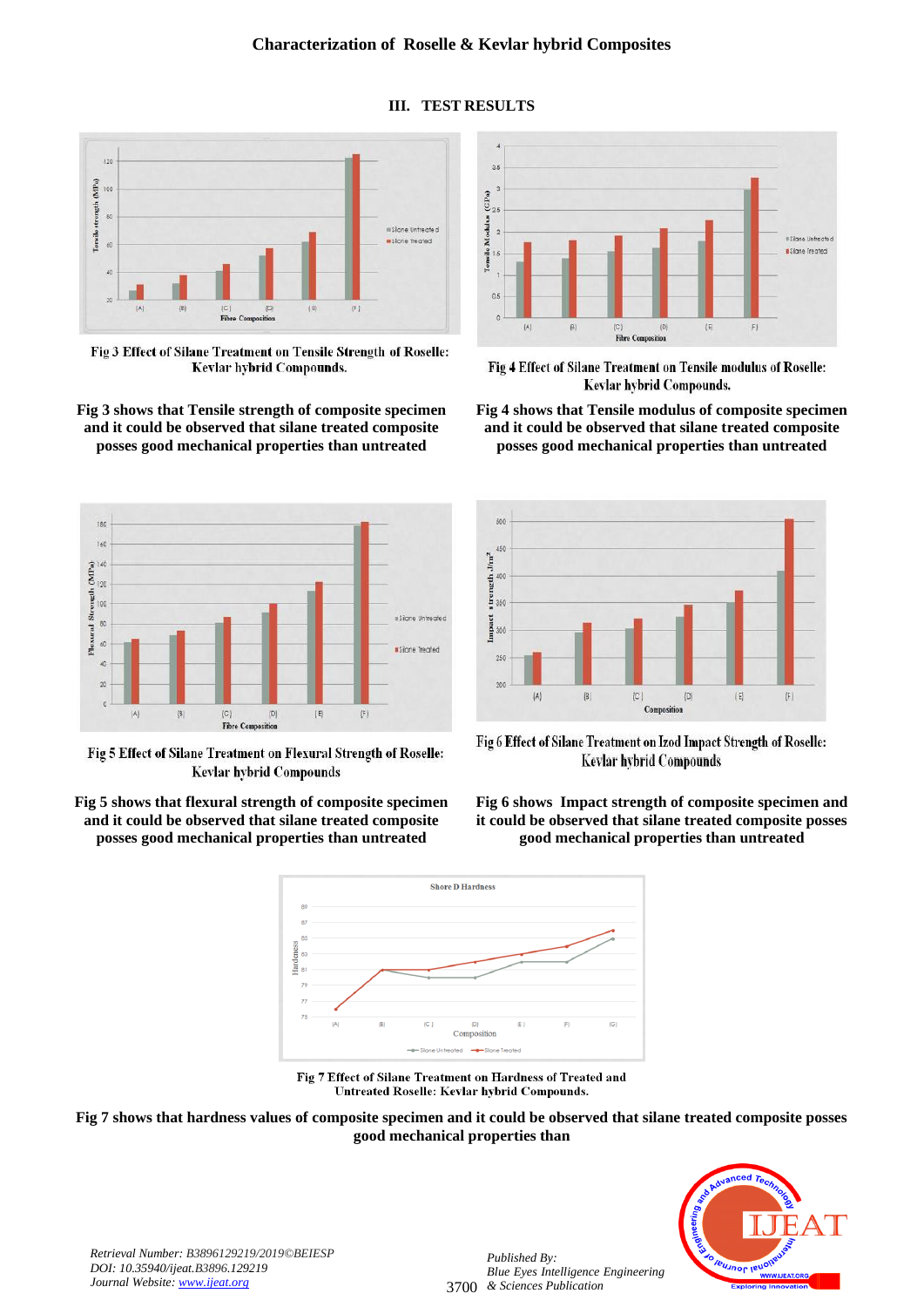## III. TEST RESULTS

Fig 3 Effect of Silane Treatment on Tensile Strength of Roselle: Kevlar hybrid Compounds.

Fig 3 shows that Tensile strength of composite specimen and it could be observed that silane treated composite posses good mechanical properties than untreated

Fig 4 Effect of Silane Treatment on Tensile modulus of Roselle: Kevlar hybrid Compounds.

Fig 4 shows that Tensile modulus of composite specimen and it could be observed that silane treated composite posses good mechanical properties than untreated

Fig 5 Effect of Silane Treatment on Flexural Strength of Roselle: Kevlar hybrid Compounds

Fig 5 shows that flexural strength of composite specimen and it could be observed that silane treated composite posses good mechanical properties than untreated

Fig 6 Effect of Silane Treatment on Izod Impact Strength of Roselle: Kevlar hybrid Compounds

Fig 6 shows Impact strength of composite specimen and it could be observed that silane treated composite posses good mechanical properties than untreated

Fig 7 Effect of Silane Treatment on Hardness of Treated and Untreated Roselle: Kevlar hybrid Compounds.

Fig 7 shows that hardness values of composite specimen and it could be observed that silane treated composite posses good mechanical properties than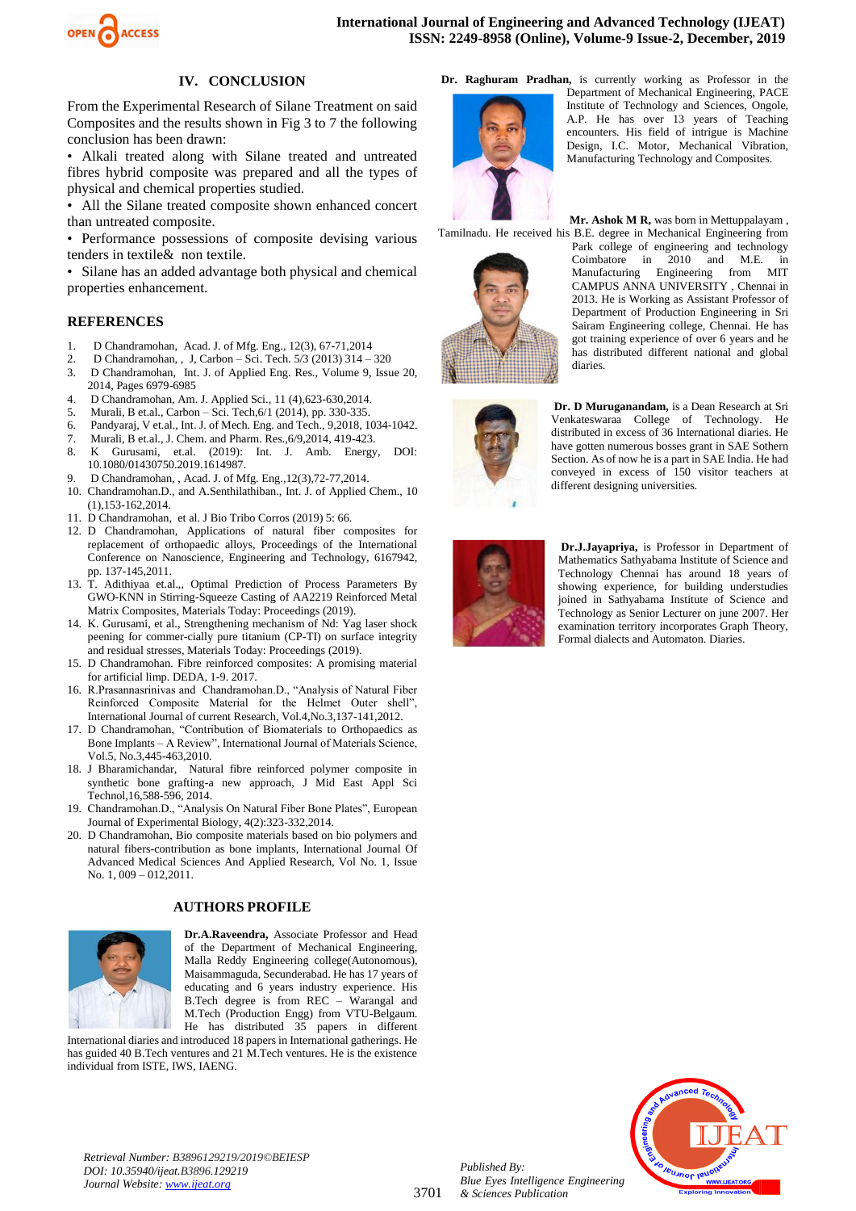## IV. CONCLUSION

From the Experimental Research of Silane Treatment on said Composites and the results shown in Fig 3 to 7 the following conclusion has been drawn:

- Alkali treated along with Silane treated and untreated fibres hybrid composite was prepared and all the types of physical and chemical properties studied.
- All the Silane treated composite shown enhanced concert than untreated composite.
- Performance possessions of composite devising various tenders in textile& non textile.
- Silane has an added advantage both physical and chemical properties enhancement.

## REFERENCES

1. D Chandramohan, Acad. J. of Mfg. Eng., 12(3), 67-71,2014
2. D Chandramohan, , J, Carbon – Sci. Tech. 5/3 (2013) 314 – 320
3. D Chandramohan, Int. J. of Applied Eng. Res., Volume 9, Issue 20, 2014, Pages 6979-6985
4. D Chandramohan, Am. J. Applied Sci., 11 (4),623-630,2014.
5. Murali, B et.al., Carbon – Sci. Tech,6/1 (2014), pp. 330-335.
6. Pandyaraj, V et.al., Int. J. of Mech. Eng. and Tech., 9,2018, 1034-1042.
7. Murali, B et.al., J. Chem. and Pharm. Res.,6/9,2014, 419-423.
8. K Gurusami, et.al. (2019): Int. J. Amb. Energy, DOI: 10.1080/01430750.2019.1614987.
9. D Chandramohan, , Acad. J. of Mfg. Eng.,12(3),72-77,2014.
10. Chandramohan.D., and A.Senthilathiban., Int. J. of Applied Chem., 10 (1),153-162,2014.
11. D Chandramohan, et al. J Bio Tribo Corros (2019) 5: 66.
12. D Chandramohan, Applications of natural fiber composites for replacement of orthopaedic alloys, Proceedings of the International Conference on Nanoscience, Engineering and Technology, 6167942, pp. 137-145,2011.
13. T. Adithiyaa et.al.,, Optimal Prediction of Process Parameters By GWO-KNN in Stirring-Squeeze Casting of AA2219 Reinforced Metal Matrix Composites, Materials Today: Proceedings (2019).
14. K. Gurusami, et al., Strengthening mechanism of Nd: Yag laser shock peening for commer-cially pure titanium (CP-TI) on surface integrity and residual stresses, Materials Today: Proceedings (2019).
15. D Chandramohan. Fibre reinforced composites: A promising material for artificial limp. DEDA, 1-9. 2017.
16. R.Prasannasrinivas and Chandramohan.D., "Analysis of Natural Fiber Reinforced Composite Material for the Helmet Outer shell", International Journal of current Research, Vol.4,No.3,137-141,2012.
17. D Chandramohan, "Contribution of Biomaterials to Orthopaedics as Bone Implants – A Review", International Journal of Materials Science, Vol.5, No.3,445-463,2010.
18. J Bharamichandar, Natural fibre reinforced polymer composite in synthetic bone grafting-a new approach, J Mid East Appl Sci Technol,16,588-596, 2014.
19. Chandramohan.D., "Analysis On Natural Fiber Bone Plates", European Journal of Experimental Biology, 4(2):323-332,2014.
20. D Chandramohan, Bio composite materials based on bio polymers and natural fibers-contribution as bone implants, International Journal Of Advanced Medical Sciences And Applied Research, Vol No. 1, Issue No. 1, 009 – 012,2011.

## AUTHORS PROFILE

**Dr.A.Raveendra,** Associate Professor and Head of the Department of Mechanical Engineering, Malla Reddy Engineering college(Autonomous), Maisammaguda, Secunderabad. He has 17 years of educating and 6 years industry experience. His B.Tech degree is from REC – Warangal and M.Tech (Production Engg) from VTU-Belgaum. He has distributed 35 papers in different International diaries and introduced 18 papers in International gatherings. He has guided 40 B.Tech ventures and 21 M.Tech ventures. He is the existence individual from ISTE, IWS, IAENG.

**Dr. Raghuram Pradhan,** is currently working as Professor in the Department of Mechanical Engineering, PACE Institute of Technology and Sciences, Ongole, A.P. He has over 13 years of Teaching encounters. His field of intrigue is Machine Design, I.C. Motor, Mechanical Vibration, Manufacturing Technology and Composites.

**Mr. Ashok M R,** was born in Mettuppalayam , Tamilnadu. He received his B.E. degree in Mechanical Engineering from Park college of engineering and technology Coimbatore in 2010 and M.E. in Manufacturing Engineering from MIT CAMPUS ANNA UNIVERSITY , Chennai in 2013. He is Working as Assistant Professor of Department of Production Engineering in Sri Sairam Engineering college, Chennai. He has got training experience of over 6 years and he has distributed different national and global diaries.

**Dr. D Muruganandam,** is a Dean Research at Sri Venkateswaraa College of Technology. He distributed in excess of 36 International diaries. He have gotten numerous bosses grant in SAE Sothern Section. As of now he is a part in SAE India. He had conveyed in excess of 150 visitor teachers at different designing universities.

**Dr.J.Jayapriya,** is Professor in Department of Mathematics Sathyabama Institute of Science and Technology Chennai has around 18 years of showing experience, for building understudies joined in Sathyabama Institute of Science and Technology as Senior Lecturer on june 2007. Her examination territory incorporates Graph Theory, Formal dialects and Automaton. Diaries.